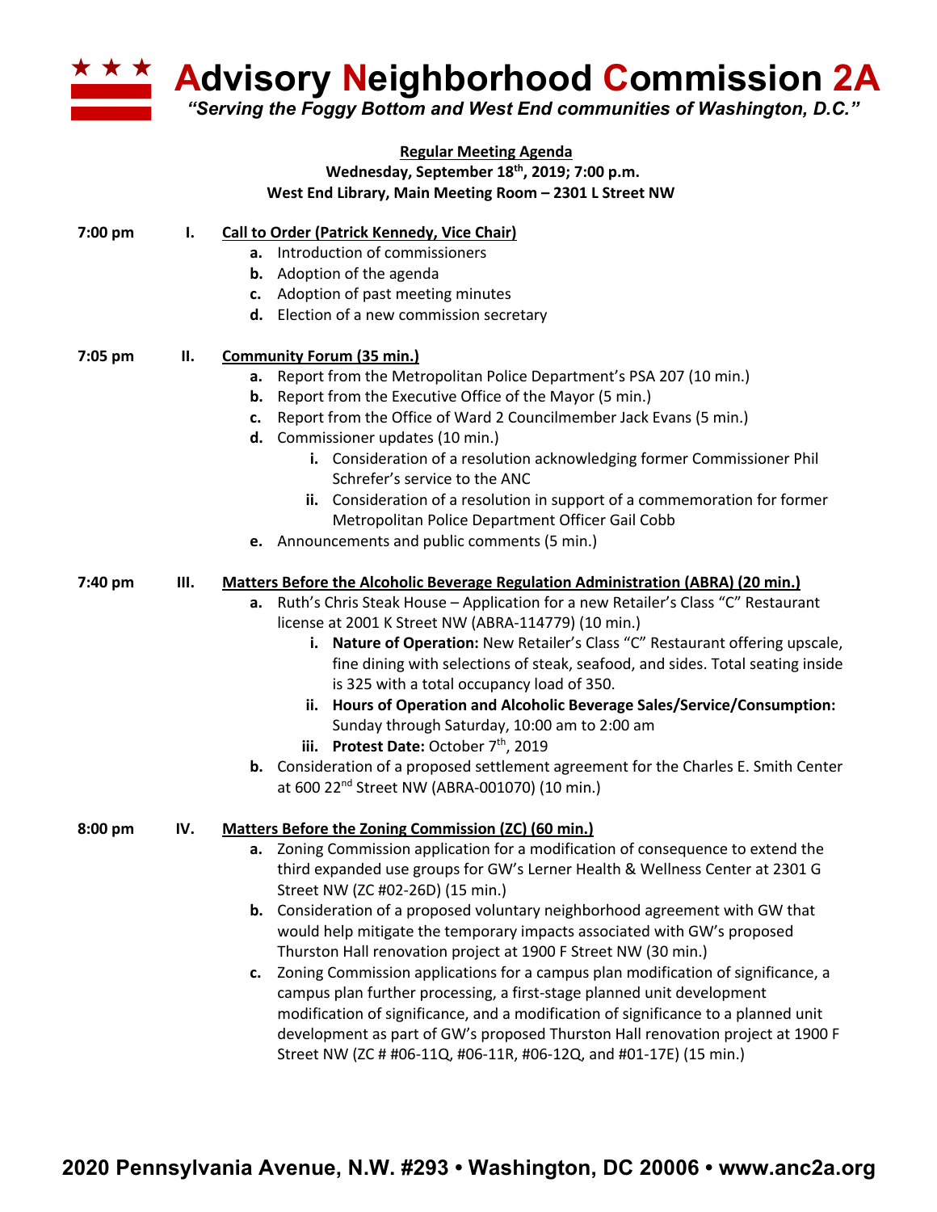# Advisory Neighborhood Commission 2A

*"Serving the Foggy Bottom and West End communities of Washington, D.C."*

**Regular Meeting Agenda**
**Wednesday, September 18th, 2019; 7:00 p.m.**
**West End Library, Main Meeting Room – 2301 L Street NW**

**7:00 pm — I. Call to Order (Patrick Kennedy, Vice Chair)**

- **a.** Introduction of commissioners
- **b.** Adoption of the agenda
- **c.** Adoption of past meeting minutes
- **d.** Election of a new commission secretary

**7:05 pm — II. Community Forum (35 min.)**

- **a.** Report from the Metropolitan Police Department's PSA 207 (10 min.)
- **b.** Report from the Executive Office of the Mayor (5 min.)
- **c.** Report from the Office of Ward 2 Councilmember Jack Evans (5 min.)
- **d.** Commissioner updates (10 min.)
  - **i.** Consideration of a resolution acknowledging former Commissioner Phil Schrefer's service to the ANC
  - **ii.** Consideration of a resolution in support of a commemoration for former Metropolitan Police Department Officer Gail Cobb
- **e.** Announcements and public comments (5 min.)

**7:40 pm — III. Matters Before the Alcoholic Beverage Regulation Administration (ABRA) (20 min.)**

- **a.** Ruth's Chris Steak House – Application for a new Retailer's Class "C" Restaurant license at 2001 K Street NW (ABRA-114779) (10 min.)
  - **i. Nature of Operation:** New Retailer's Class "C" Restaurant offering upscale, fine dining with selections of steak, seafood, and sides. Total seating inside is 325 with a total occupancy load of 350.
  - **ii. Hours of Operation and Alcoholic Beverage Sales/Service/Consumption:** Sunday through Saturday, 10:00 am to 2:00 am
  - **iii. Protest Date:** October 7th, 2019
- **b.** Consideration of a proposed settlement agreement for the Charles E. Smith Center at 600 22nd Street NW (ABRA-001070) (10 min.)

**8:00 pm — IV. Matters Before the Zoning Commission (ZC) (60 min.)**

- **a.** Zoning Commission application for a modification of consequence to extend the third expanded use groups for GW's Lerner Health & Wellness Center at 2301 G Street NW (ZC #02-26D) (15 min.)
- **b.** Consideration of a proposed voluntary neighborhood agreement with GW that would help mitigate the temporary impacts associated with GW's proposed Thurston Hall renovation project at 1900 F Street NW (30 min.)
- **c.** Zoning Commission applications for a campus plan modification of significance, a campus plan further processing, a first-stage planned unit development modification of significance, and a modification of significance to a planned unit development as part of GW's proposed Thurston Hall renovation project at 1900 F Street NW (ZC # #06-11Q, #06-11R, #06-12Q, and #01-17E) (15 min.)

**2020 Pennsylvania Avenue, N.W. #293 • Washington, DC 20006 • www.anc2a.org**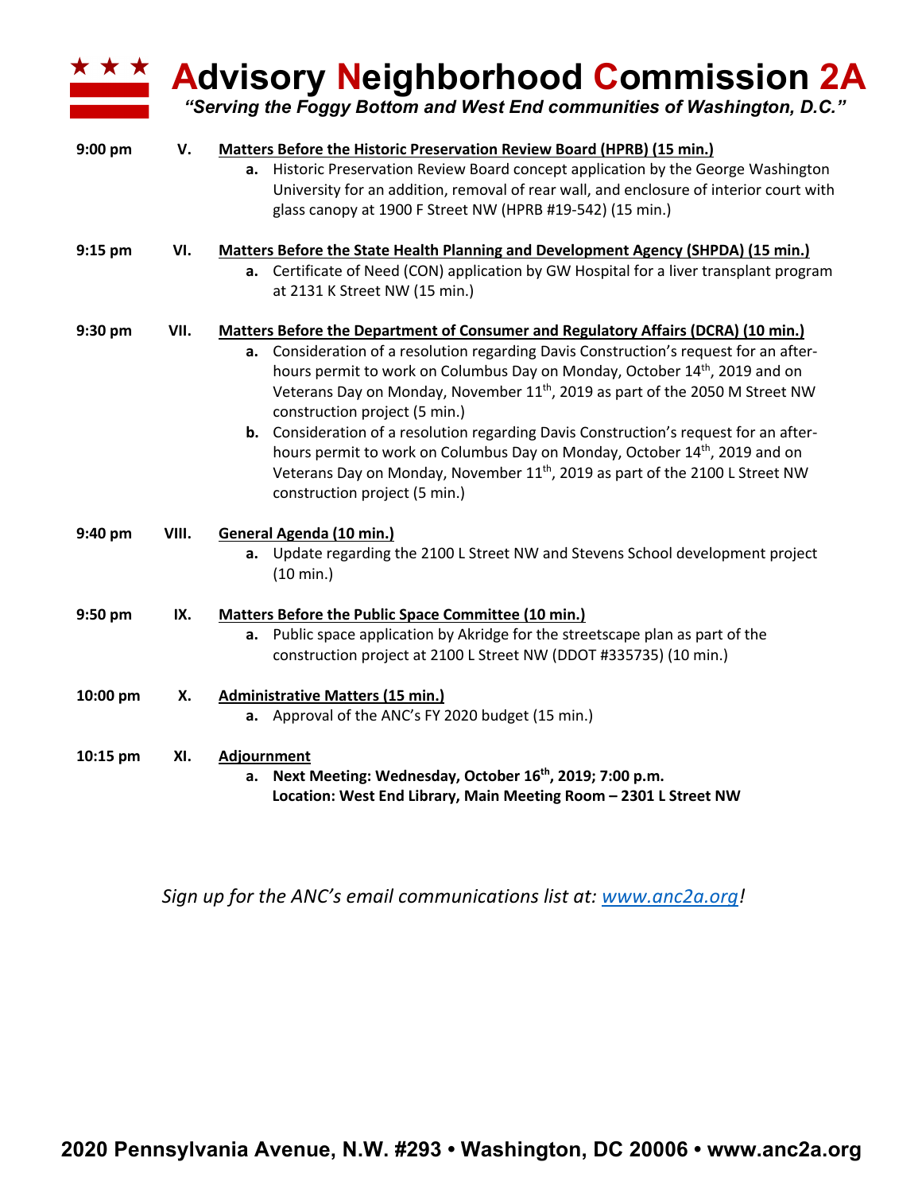# Advisory Neighborhood Commission 2A

*"Serving the Foggy Bottom and West End communities of Washington, D.C."*

**9:00 pm** **V.** **Matters Before the Historic Preservation Review Board (HPRB) (15 min.)**

- **a.** Historic Preservation Review Board concept application by the George Washington University for an addition, removal of rear wall, and enclosure of interior court with glass canopy at 1900 F Street NW (HPRB #19-542) (15 min.)

**9:15 pm** **VI.** **Matters Before the State Health Planning and Development Agency (SHPDA) (15 min.)**

- **a.** Certificate of Need (CON) application by GW Hospital for a liver transplant program at 2131 K Street NW (15 min.)

**9:30 pm** **VII.** **Matters Before the Department of Consumer and Regulatory Affairs (DCRA) (10 min.)**

- **a.** Consideration of a resolution regarding Davis Construction's request for an after-hours permit to work on Columbus Day on Monday, October 14th, 2019 and on Veterans Day on Monday, November 11th, 2019 as part of the 2050 M Street NW construction project (5 min.)
- **b.** Consideration of a resolution regarding Davis Construction's request for an after-hours permit to work on Columbus Day on Monday, October 14th, 2019 and on Veterans Day on Monday, November 11th, 2019 as part of the 2100 L Street NW construction project (5 min.)

**9:40 pm** **VIII.** **General Agenda (10 min.)**

- **a.** Update regarding the 2100 L Street NW and Stevens School development project (10 min.)

**9:50 pm** **IX.** **Matters Before the Public Space Committee (10 min.)**

- **a.** Public space application by Akridge for the streetscape plan as part of the construction project at 2100 L Street NW (DDOT #335735) (10 min.)

**10:00 pm** **X.** **Administrative Matters (15 min.)**

- **a.** Approval of the ANC's FY 2020 budget (15 min.)

**10:15 pm** **XI.** **Adjournment**

- **a.** **Next Meeting: Wednesday, October 16th, 2019; 7:00 p.m.**
  **Location: West End Library, Main Meeting Room – 2301 L Street NW**

*Sign up for the ANC's email communications list at: [www.anc2a.org](http://www.anc2a.org)!*

**2020 Pennsylvania Avenue, N.W. #293 • Washington, DC 20006 • www.anc2a.org**